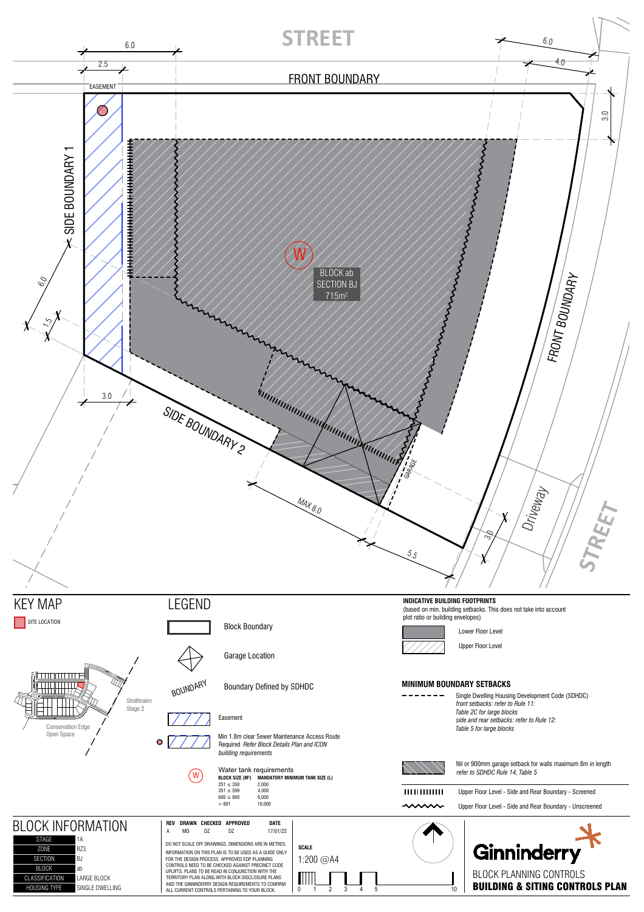STREET

FRONT BOUNDARY

EASEMENT

SIDE BOUNDARY 1

FRONT BOUNDARY

SIDE BOUNDARY 2

BLOCK ab
SECTION BJ
715m²

W

GARAGE

MAX 8.0

5.5

Driveway

STREET

6.0 | 2.5 | 6.0 | 4.0 | 3.0 | 6.0 | 1.5 | 3.0 | 3.0

## KEY MAP

SITE LOCATION

Strathnairn Stage 2

Conservation Edge Open Space

## LEGEND

- Block Boundary
- Garage Location
- BOUNDARY — Boundary Defined by SDHDC
- Easement
- Min 1.8m clear Sewer Maintenance Access Route Required *Refer Block Details Plan and ICON building requirements*
- Water tank requirements

| BLOCK SIZE (M²) | MANDATORY MINIMUM TANK SIZE (L) |
|---|---|
| 251 ≤ 350 | 2,000 |
| 351 ≤ 599 | 4,000 |
| 600 ≤ 800 | 6,000 |
| > 801 | 10,000 |

**INDICATIVE BUILDING FOOTPRINTS**
(based on min. building setbacks. This does not take into account plot ratio or building envelopes)

- Lower Floor Level
- Upper Floor Level

**MINIMUM BOUNDARY SETBACKS**

- Single Dwelling Housing Development Code (SDHDC) *front setbacks: refer to Rule 11: Table 2C for large blocks side and rear setbacks: refer to Rule 12: Table 5 for large blocks*
- Nil or 900mm garage setback for walls maximum 8m in length *refer to SDHDC Rule 14, Table 5*
- Upper Floor Level - Side and Rear Boundary - Screened
- Upper Floor Level - Side and Rear Boundary - Unscreened

## BLOCK INFORMATION

| | |
|---|---|
| STAGE | 1A |
| ZONE | RZ3 |
| SECTION | BJ |
| BLOCK | ab |
| CLASSIFICATION | LARGE BLOCK |
| HOUSING TYPE | SINGLE DWELLING |

| REV | DRAWN | CHECKED | APPROVED | DATE |
|---|---|---|---|---|
| A | MD | DZ | DZ | 17/01/22 |

DO NOT SCALE OFF DRAWINGS. DIMENSIONS ARE IN METRES.

INFORMATION ON THIS PLAN IS TO BE USED AS A GUIDE ONLY FOR THE DESIGN PROCESS. APPROVED EDP PLANNING CONTROLS NEED TO BE CHECKED AGAINST PRECINCT CODE UPLIFTS. PLANS TO BE READ IN CONJUNCTION WITH THE TERRITORY PLAN ALONG WITH BLOCK DISCLOSURE PLANS AND THE GINNINDERRY DESIGN REQUIREMENTS TO CONFIRM ALL CURRENT CONTROLS PERTAINING TO YOUR BLOCK.

**SCALE**
1:200 @A4

0 1 2 3 4 5 10

Ginninderry

BLOCK PLANNING CONTROLS
**BUILDING & SITING CONTROLS PLAN**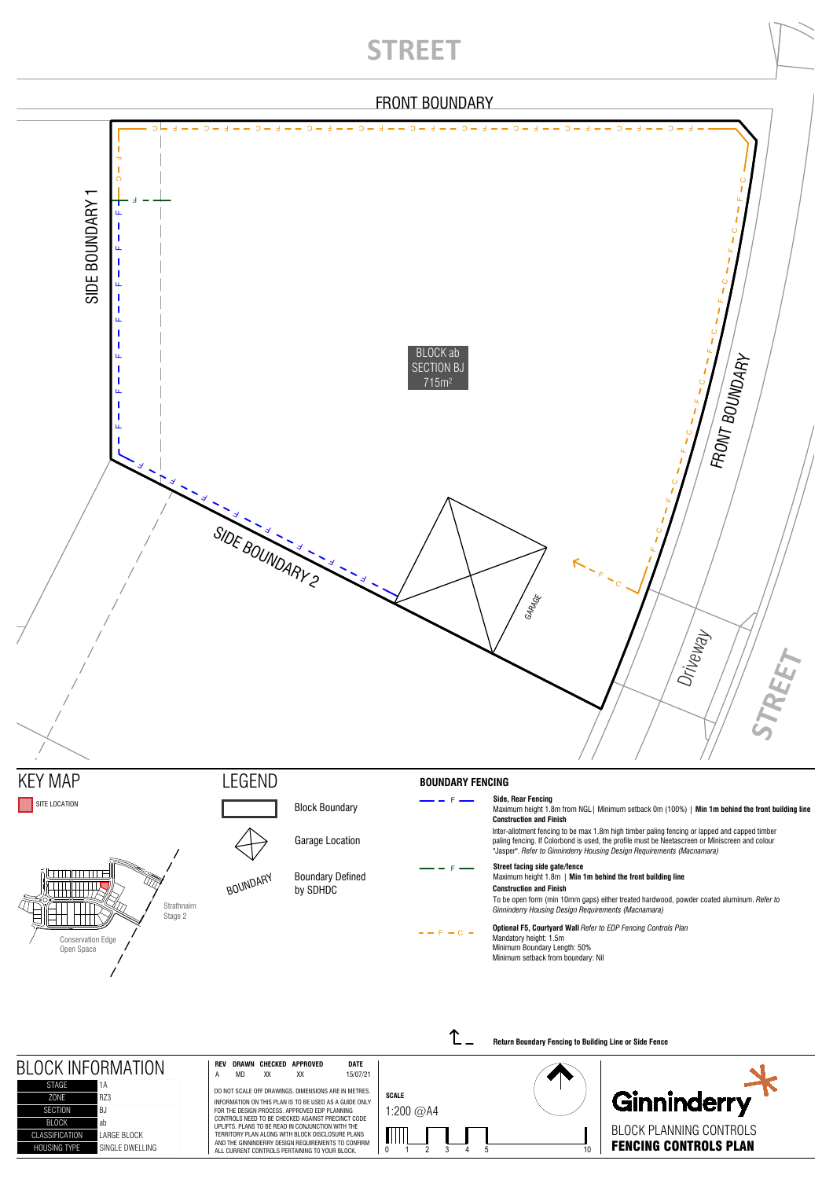STREET

FRONT BOUNDARY

SIDE BOUNDARY 1

BLOCK ab
SECTION BJ
715m²

FRONT BOUNDARY

SIDE BOUNDARY 2

GARAGE

Driveway

STREET

## KEY MAP

SITE LOCATION

Strathnairn Stage 2

Conservation Edge Open Space

## LEGEND

Block Boundary

Garage Location

Boundary Defined by SDHDC

## BOUNDARY FENCING

**Side, Rear Fencing**
Maximum height 1.8m from NGL | Minimum setback 0m (100%) | **Min 1m behind the front building line**
**Construction and Finish**
Inter-allotment fencing to be max 1.8m high timber paling fencing or lapped and capped timber paling fencing. If Colorbond is used, the profile must be Neetascreen or Miniscreen and colour "Jasper". *Refer to Ginninderry Housing Design Requirements (Macnamara)*

**Street facing side gate/fence**
Maximum height 1.8m | **Min 1m behind the front building line**
**Construction and Finish**
To be open form (min 10mm gaps) either treated hardwood, powder coated aluminum. *Refer to Ginninderry Housing Design Requirements (Macnamara)*

**Optional F5, Courtyard Wall** *Refer to EDP Fencing Controls Plan*
Mandatory height: 1.5m
Minimum Boundary Length: 50%
Minimum setback from boundary: Nil

**Return Boundary Fencing to Building Line or Side Fence**

## BLOCK INFORMATION

| | |
|---|---|
| STAGE | 1A |
| ZONE | RZ3 |
| SECTION | BJ |
| BLOCK | ab |
| CLASSIFICATION | LARGE BLOCK |
| HOUSING TYPE | SINGLE DWELLING |

| REV | DRAWN | CHECKED | APPROVED | DATE |
|---|---|---|---|---|
| A | MD | XX | XX | 15/07/21 |

DO NOT SCALE OFF DRAWINGS. DIMENSIONS ARE IN METRES.
INFORMATION ON THIS PLAN IS TO BE USED AS A GUIDE ONLY FOR THE DESIGN PROCESS. APPROVED EDP PLANNING CONTROLS NEED TO BE CHECKED AGAINST PRECINCT CODE UPLIFTS. PLANS TO BE READ IN CONJUNCTION WITH THE TERRITORY PLAN ALONG WITH BLOCK DISCLOSURE PLANS AND THE GINNINDERRY DESIGN REQUIREMENTS TO CONFIRM ALL CURRENT CONTROLS PERTAINING TO YOUR BLOCK.

**SCALE**
1:200 @A4

0 1 2 3 4 5 10

Ginninderry

BLOCK PLANNING CONTROLS
**FENCING CONTROLS PLAN**